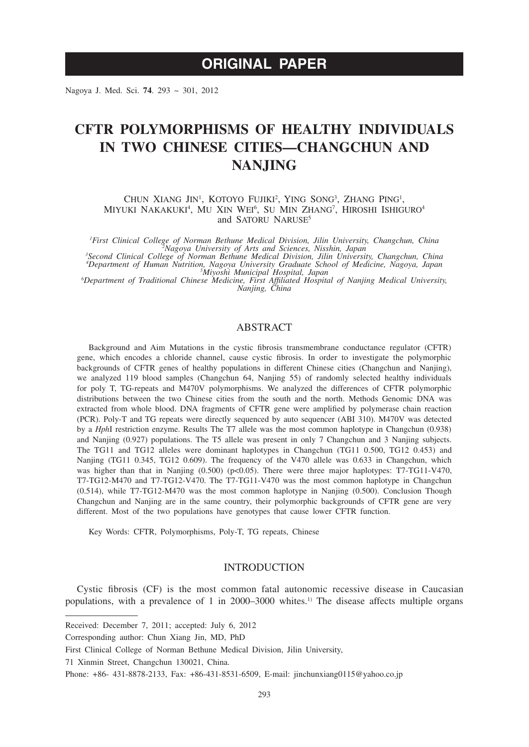# ORIGINAL PAPER

# CFTR POLYMORPHISMS OF HEALTHY INDIVIDUALS IN TWO CHINESE CITIES—CHANGCHUN AND NANJING

Chun Xiang Jin[1], Kotoyo Fujiki[2], Ying Song[3], Zhang Ping[1], Miyuki Nakakuki[4], Mu Xin Wei[6], Su Min Zhang[7], Hiroshi Ishiguro[4] and Satoru Naruse[5]

[1]*First Clinical College of Norman Bethune Medical Division, Jilin University, Changchun, China*
[2]*Nagoya University of Arts and Sciences, Nisshin, Japan*
[3]*Second Clinical College of Norman Bethune Medical Division, Jilin University, Changchun, China*
[4]*Department of Human Nutrition, Nagoya University Graduate School of Medicine, Nagoya, Japan*
[5]*Miyoshi Municipal Hospital, Japan*
[6]*Department of Traditional Chinese Medicine, First Affiliated Hospital of Nanjing Medical University, Nanjing, China*

## ABSTRACT

Background and Aim Mutations in the cystic fibrosis transmembrane conductance regulator (CFTR) gene, which encodes a chloride channel, cause cystic fibrosis. In order to investigate the polymorphic backgrounds of CFTR genes of healthy populations in different Chinese cities (Changchun and Nanjing), we analyzed 119 blood samples (Changchun 64, Nanjing 55) of randomly selected healthy individuals for poly T, TG-repeats and M470V polymorphisms. We analyzed the differences of CFTR polymorphic distributions between the two Chinese cities from the south and the north. Methods Genomic DNA was extracted from whole blood. DNA fragments of CFTR gene were amplified by polymerase chain reaction (PCR). Poly-T and TG repeats were directly sequenced by auto sequencer (ABI 310). M470V was detected by a *Hph*I restriction enzyme. Results The T7 allele was the most common haplotype in Changchun (0.938) and Nanjing (0.927) populations. The T5 allele was present in only 7 Changchun and 3 Nanjing subjects. The TG11 and TG12 alleles were dominant haplotypes in Changchun (TG11 0.500, TG12 0.453) and Nanjing (TG11 0.345, TG12 0.609). The frequency of the V470 allele was 0.633 in Changchun, which was higher than that in Nanjing (0.500) ($p<0.05$). There were three major haplotypes: T7-TG11-V470, T7-TG12-M470 and T7-TG12-V470. The T7-TG11-V470 was the most common haplotype in Changchun (0.514), while T7-TG12-M470 was the most common haplotype in Nanjing (0.500). Conclusion Though Changchun and Nanjing are in the same country, their polymorphic backgrounds of CFTR gene are very different. Most of the two populations have genotypes that cause lower CFTR function.

Key Words: CFTR, Polymorphisms, Poly-T, TG repeats, Chinese

## INTRODUCTION

Cystic fibrosis (CF) is the most common fatal autonomic recessive disease in Caucasian populations, with a prevalence of 1 in 2000–3000 whites.[1] The disease affects multiple organs

---

Received: December 7, 2011; accepted: July 6, 2012

Corresponding author: Chun Xiang Jin, MD, PhD

First Clinical College of Norman Bethune Medical Division, Jilin University,

71 Xinmin Street, Changchun 130021, China.

Phone: +86- 431-8878-2133, Fax: +86-431-8531-6509, E-mail: jinchunxiang0115@yahoo.co.jp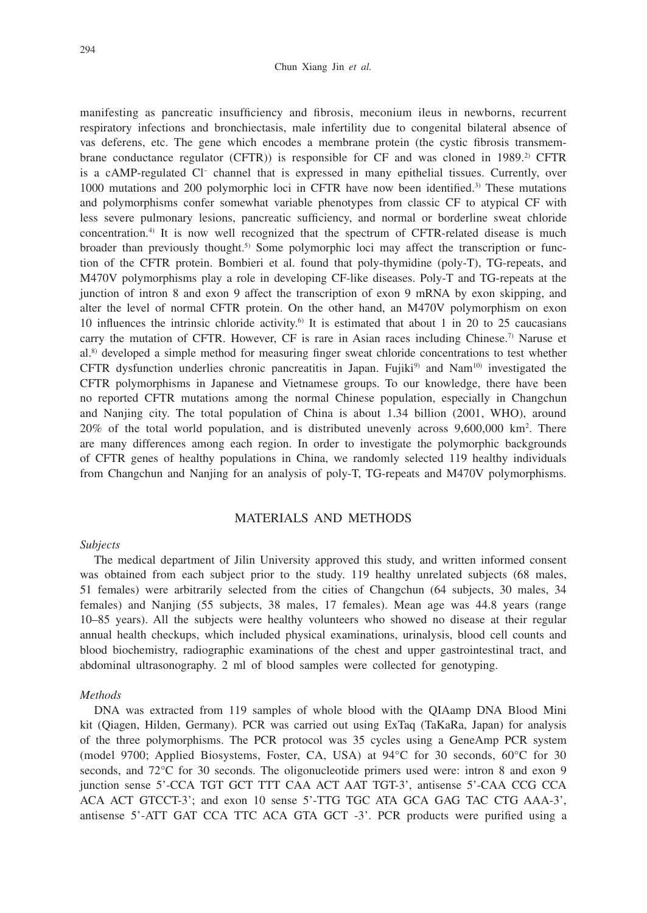manifesting as pancreatic insufficiency and fibrosis, meconium ileus in newborns, recurrent respiratory infections and bronchiectasis, male infertility due to congenital bilateral absence of vas deferens, etc. The gene which encodes a membrane protein (the cystic fibrosis transmembrane conductance regulator (CFTR)) is responsible for CF and was cloned in 1989.[2] CFTR is a cAMP-regulated $Cl^-$ channel that is expressed in many epithelial tissues. Currently, over 1000 mutations and 200 polymorphic loci in CFTR have now been identified.[3] These mutations and polymorphisms confer somewhat variable phenotypes from classic CF to atypical CF with less severe pulmonary lesions, pancreatic sufficiency, and normal or borderline sweat chloride concentration.[4] It is now well recognized that the spectrum of CFTR-related disease is much broader than previously thought.[5] Some polymorphic loci may affect the transcription or function of the CFTR protein. Bombieri et al. found that poly-thymidine (poly-T), TG-repeats, and M470V polymorphisms play a role in developing CF-like diseases. Poly-T and TG-repeats at the junction of intron 8 and exon 9 affect the transcription of exon 9 mRNA by exon skipping, and alter the level of normal CFTR protein. On the other hand, an M470V polymorphism on exon 10 influences the intrinsic chloride activity.[6] It is estimated that about 1 in 20 to 25 caucasians carry the mutation of CFTR. However, CF is rare in Asian races including Chinese.[7] Naruse et al.[8] developed a simple method for measuring finger sweat chloride concentrations to test whether CFTR dysfunction underlies chronic pancreatitis in Japan. Fujiki[9] and Nam[10] investigated the CFTR polymorphisms in Japanese and Vietnamese groups. To our knowledge, there have been no reported CFTR mutations among the normal Chinese population, especially in Changchun and Nanjing city. The total population of China is about 1.34 billion (2001, WHO), around 20% of the total world population, and is distributed unevenly across 9,600,000 $km^2$. There are many differences among each region. In order to investigate the polymorphic backgrounds of CFTR genes of healthy populations in China, we randomly selected 119 healthy individuals from Changchun and Nanjing for an analysis of poly-T, TG-repeats and M470V polymorphisms.

## MATERIALS AND METHODS

### *Subjects*

The medical department of Jilin University approved this study, and written informed consent was obtained from each subject prior to the study. 119 healthy unrelated subjects (68 males, 51 females) were arbitrarily selected from the cities of Changchun (64 subjects, 30 males, 34 females) and Nanjing (55 subjects, 38 males, 17 females). Mean age was 44.8 years (range 10–85 years). All the subjects were healthy volunteers who showed no disease at their regular annual health checkups, which included physical examinations, urinalysis, blood cell counts and blood biochemistry, radiographic examinations of the chest and upper gastrointestinal tract, and abdominal ultrasonography. 2 ml of blood samples were collected for genotyping.

### *Methods*

DNA was extracted from 119 samples of whole blood with the QIAamp DNA Blood Mini kit (Qiagen, Hilden, Germany). PCR was carried out using ExTaq (TaKaRa, Japan) for analysis of the three polymorphisms. The PCR protocol was 35 cycles using a GeneAmp PCR system (model 9700; Applied Biosystems, Foster, CA, USA) at 94°C for 30 seconds, 60°C for 30 seconds, and 72°C for 30 seconds. The oligonucleotide primers used were: intron 8 and exon 9 junction sense 5'-CCA TGT GCT TTT CAA ACT AAT TGT-3', antisense 5'-CAA CCG CCA ACA ACT GTCCT-3'; and exon 10 sense 5'-TTG TGC ATA GCA GAG TAC CTG AAA-3', antisense 5'-ATT GAT CCA TTC ACA GTA GCT -3'. PCR products were purified using a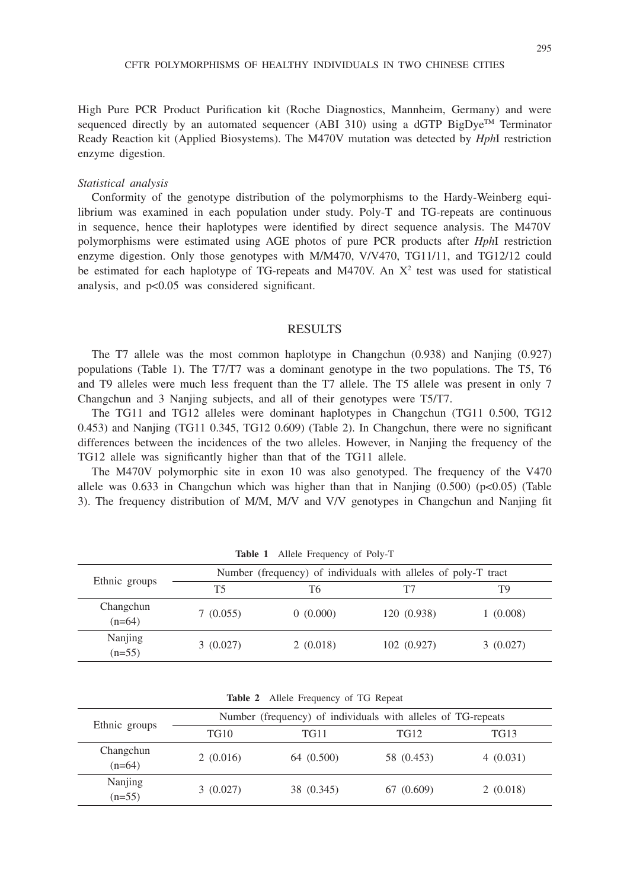High Pure PCR Product Purification kit (Roche Diagnostics, Mannheim, Germany) and were sequenced directly by an automated sequencer (ABI 310) using a dGTP BigDye™ Terminator Ready Reaction kit (Applied Biosystems). The M470V mutation was detected by *Hph*I restriction enzyme digestion.

*Statistical analysis*

Conformity of the genotype distribution of the polymorphisms to the Hardy-Weinberg equilibrium was examined in each population under study. Poly-T and TG-repeats are continuous in sequence, hence their haplotypes were identified by direct sequence analysis. The M470V polymorphisms were estimated using AGE photos of pure PCR products after *Hph*I restriction enzyme digestion. Only those genotypes with M/M470, V/V470, TG11/11, and TG12/12 could be estimated for each haplotype of TG-repeats and M470V. An $X^2$ test was used for statistical analysis, and $p<0.05$ was considered significant.

## RESULTS

The T7 allele was the most common haplotype in Changchun (0.938) and Nanjing (0.927) populations (Table 1). The T7/T7 was a dominant genotype in the two populations. The T5, T6 and T9 alleles were much less frequent than the T7 allele. The T5 allele was present in only 7 Changchun and 3 Nanjing subjects, and all of their genotypes were T5/T7.

The TG11 and TG12 alleles were dominant haplotypes in Changchun (TG11 0.500, TG12 0.453) and Nanjing (TG11 0.345, TG12 0.609) (Table 2). In Changchun, there were no significant differences between the incidences of the two alleles. However, in Nanjing the frequency of the TG12 allele was significantly higher than that of the TG11 allele.

The M470V polymorphic site in exon 10 was also genotyped. The frequency of the V470 allele was 0.633 in Changchun which was higher than that in Nanjing (0.500) ($p<0.05$) (Table 3). The frequency distribution of M/M, M/V and V/V genotypes in Changchun and Nanjing fit

**Table 1** Allele Frequency of Poly-T

| Ethnic groups | Number (frequency) of individuals with alleles of poly-T tract | | | |
|---|---|---|---|---|
| | T5 | T6 | T7 | T9 |
| Changchun (n=64) | 7 (0.055) | 0 (0.000) | 120 (0.938) | 1 (0.008) |
| Nanjing (n=55) | 3 (0.027) | 2 (0.018) | 102 (0.927) | 3 (0.027) |

**Table 2** Allele Frequency of TG Repeat

| Ethnic groups | Number (frequency) of individuals with alleles of TG-repeats | | | |
|---|---|---|---|---|
| | TG10 | TG11 | TG12 | TG13 |
| Changchun (n=64) | 2 (0.016) | 64 (0.500) | 58 (0.453) | 4 (0.031) |
| Nanjing (n=55) | 3 (0.027) | 38 (0.345) | 67 (0.609) | 2 (0.018) |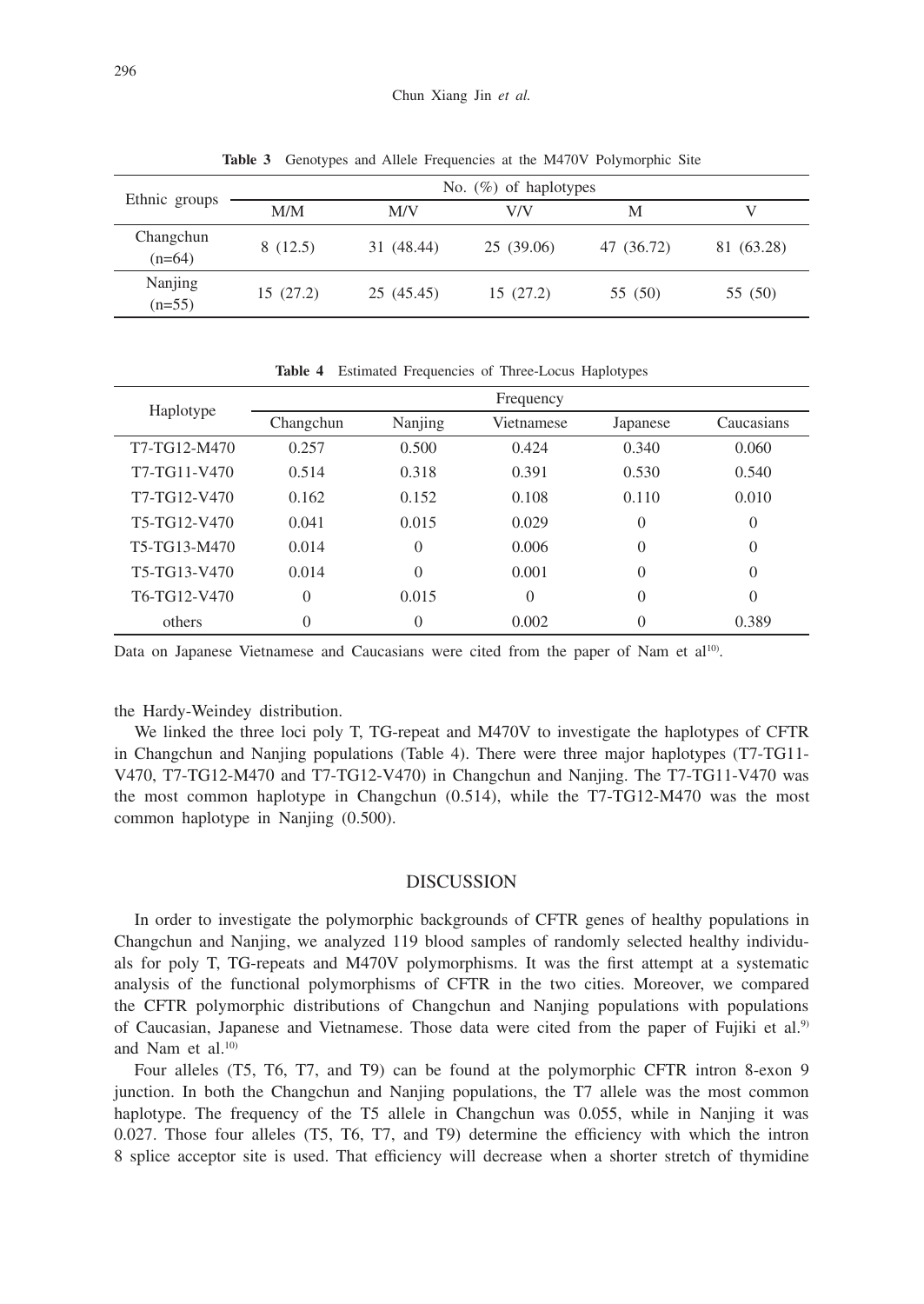**Table 3** Genotypes and Allele Frequencies at the M470V Polymorphic Site

| Ethnic groups | No. (%) of haplotypes | | | | |
|---|---|---|---|---|---|
| | M/M | M/V | V/V | M | V |
| Changchun (n=64) | 8 (12.5) | 31 (48.44) | 25 (39.06) | 47 (36.72) | 81 (63.28) |
| Nanjing (n=55) | 15 (27.2) | 25 (45.45) | 15 (27.2) | 55 (50) | 55 (50) |

**Table 4** Estimated Frequencies of Three-Locus Haplotypes

| Haplotype | Frequency | | | | |
|---|---|---|---|---|---|
| | Changchun | Nanjing | Vietnamese | Japanese | Caucasians |
| T7-TG12-M470 | 0.257 | 0.500 | 0.424 | 0.340 | 0.060 |
| T7-TG11-V470 | 0.514 | 0.318 | 0.391 | 0.530 | 0.540 |
| T7-TG12-V470 | 0.162 | 0.152 | 0.108 | 0.110 | 0.010 |
| T5-TG12-V470 | 0.041 | 0.015 | 0.029 | 0 | 0 |
| T5-TG13-M470 | 0.014 | 0 | 0.006 | 0 | 0 |
| T5-TG13-V470 | 0.014 | 0 | 0.001 | 0 | 0 |
| T6-TG12-V470 | 0 | 0.015 | 0 | 0 | 0 |
| others | 0 | 0 | 0.002 | 0 | 0.389 |

Data on Japanese Vietnamese and Caucasians were cited from the paper of Nam et al[10].

the Hardy-Weindey distribution.

We linked the three loci poly T, TG-repeat and M470V to investigate the haplotypes of CFTR in Changchun and Nanjing populations (Table 4). There were three major haplotypes (T7-TG11-V470, T7-TG12-M470 and T7-TG12-V470) in Changchun and Nanjing. The T7-TG11-V470 was the most common haplotype in Changchun (0.514), while the T7-TG12-M470 was the most common haplotype in Nanjing (0.500).

## DISCUSSION

In order to investigate the polymorphic backgrounds of CFTR genes of healthy populations in Changchun and Nanjing, we analyzed 119 blood samples of randomly selected healthy individuals for poly T, TG-repeats and M470V polymorphisms. It was the first attempt at a systematic analysis of the functional polymorphisms of CFTR in the two cities. Moreover, we compared the CFTR polymorphic distributions of Changchun and Nanjing populations with populations of Caucasian, Japanese and Vietnamese. Those data were cited from the paper of Fujiki et al.[9] and Nam et al.[10]

Four alleles (T5, T6, T7, and T9) can be found at the polymorphic CFTR intron 8-exon 9 junction. In both the Changchun and Nanjing populations, the T7 allele was the most common haplotype. The frequency of the T5 allele in Changchun was 0.055, while in Nanjing it was 0.027. Those four alleles (T5, T6, T7, and T9) determine the efficiency with which the intron 8 splice acceptor site is used. That efficiency will decrease when a shorter stretch of thymidine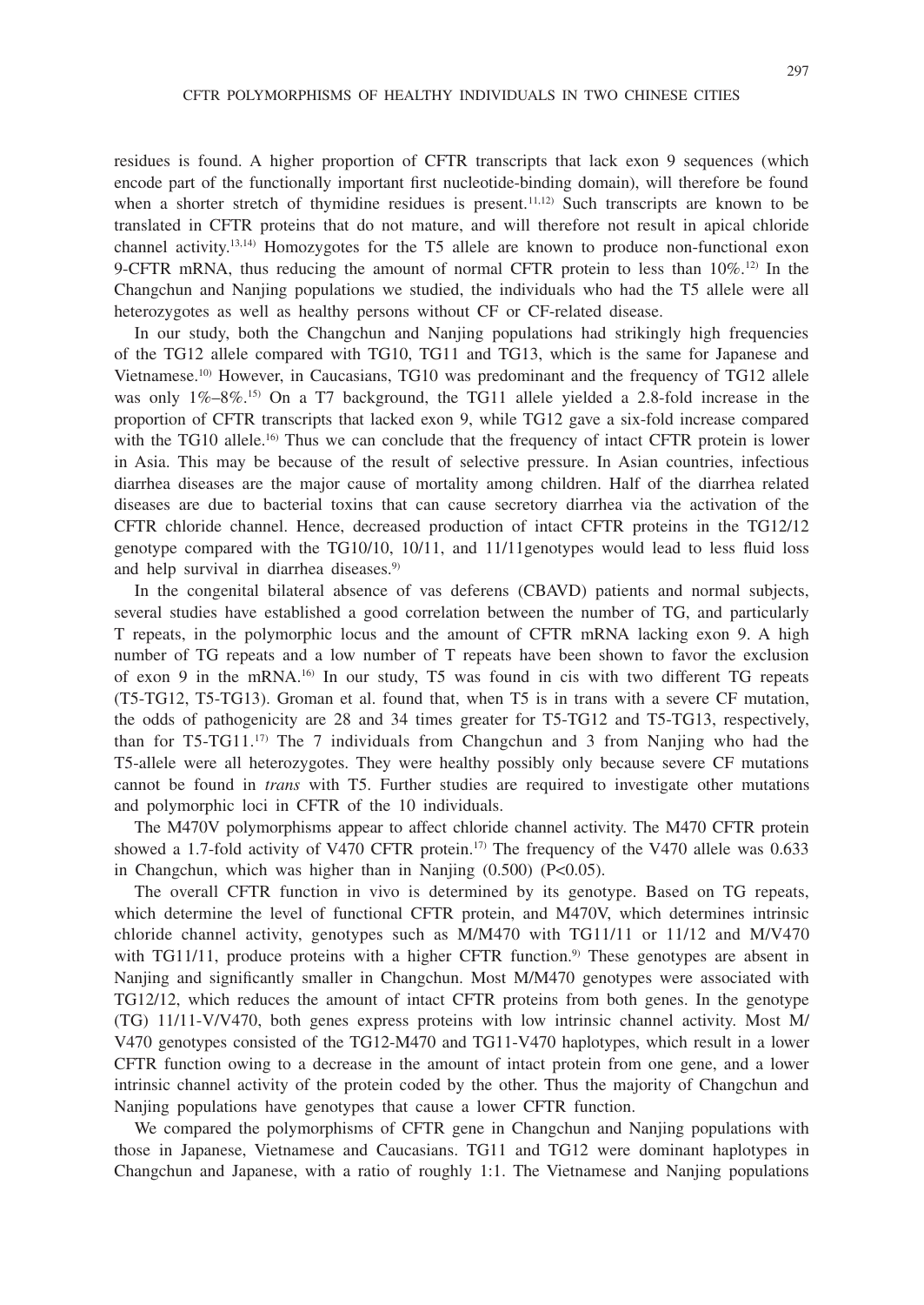residues is found. A higher proportion of CFTR transcripts that lack exon 9 sequences (which encode part of the functionally important first nucleotide-binding domain), will therefore be found when a shorter stretch of thymidine residues is present.[11,12] Such transcripts are known to be translated in CFTR proteins that do not mature, and will therefore not result in apical chloride channel activity.[13,14] Homozygotes for the T5 allele are known to produce non-functional exon 9-CFTR mRNA, thus reducing the amount of normal CFTR protein to less than 10%.[12] In the Changchun and Nanjing populations we studied, the individuals who had the T5 allele were all heterozygotes as well as healthy persons without CF or CF-related disease.

In our study, both the Changchun and Nanjing populations had strikingly high frequencies of the TG12 allele compared with TG10, TG11 and TG13, which is the same for Japanese and Vietnamese.[10] However, in Caucasians, TG10 was predominant and the frequency of TG12 allele was only 1%–8%.[15] On a T7 background, the TG11 allele yielded a 2.8-fold increase in the proportion of CFTR transcripts that lacked exon 9, while TG12 gave a six-fold increase compared with the TG10 allele.[16] Thus we can conclude that the frequency of intact CFTR protein is lower in Asia. This may be because of the result of selective pressure. In Asian countries, infectious diarrhea diseases are the major cause of mortality among children. Half of the diarrhea related diseases are due to bacterial toxins that can cause secretory diarrhea via the activation of the CFTR chloride channel. Hence, decreased production of intact CFTR proteins in the TG12/12 genotype compared with the TG10/10, 10/11, and 11/11genotypes would lead to less fluid loss and help survival in diarrhea diseases.[9]

In the congenital bilateral absence of vas deferens (CBAVD) patients and normal subjects, several studies have established a good correlation between the number of TG, and particularly T repeats, in the polymorphic locus and the amount of CFTR mRNA lacking exon 9. A high number of TG repeats and a low number of T repeats have been shown to favor the exclusion of exon 9 in the mRNA.[16] In our study, T5 was found in cis with two different TG repeats (T5-TG12, T5-TG13). Groman et al. found that, when T5 is in trans with a severe CF mutation, the odds of pathogenicity are 28 and 34 times greater for T5-TG12 and T5-TG13, respectively, than for T5-TG11.[17] The 7 individuals from Changchun and 3 from Nanjing who had the T5-allele were all heterozygotes. They were healthy possibly only because severe CF mutations cannot be found in *trans* with T5. Further studies are required to investigate other mutations and polymorphic loci in CFTR of the 10 individuals.

The M470V polymorphisms appear to affect chloride channel activity. The M470 CFTR protein showed a 1.7-fold activity of V470 CFTR protein.[17] The frequency of the V470 allele was 0.633 in Changchun, which was higher than in Nanjing (0.500) ($P<0.05$).

The overall CFTR function in vivo is determined by its genotype. Based on TG repeats, which determine the level of functional CFTR protein, and M470V, which determines intrinsic chloride channel activity, genotypes such as M/M470 with TG11/11 or 11/12 and M/V470 with TG11/11, produce proteins with a higher CFTR function.[9] These genotypes are absent in Nanjing and significantly smaller in Changchun. Most M/M470 genotypes were associated with TG12/12, which reduces the amount of intact CFTR proteins from both genes. In the genotype (TG) 11/11-V/V470, both genes express proteins with low intrinsic channel activity. Most M/V470 genotypes consisted of the TG12-M470 and TG11-V470 haplotypes, which result in a lower CFTR function owing to a decrease in the amount of intact protein from one gene, and a lower intrinsic channel activity of the protein coded by the other. Thus the majority of Changchun and Nanjing populations have genotypes that cause a lower CFTR function.

We compared the polymorphisms of CFTR gene in Changchun and Nanjing populations with those in Japanese, Vietnamese and Caucasians. TG11 and TG12 were dominant haplotypes in Changchun and Japanese, with a ratio of roughly 1:1. The Vietnamese and Nanjing populations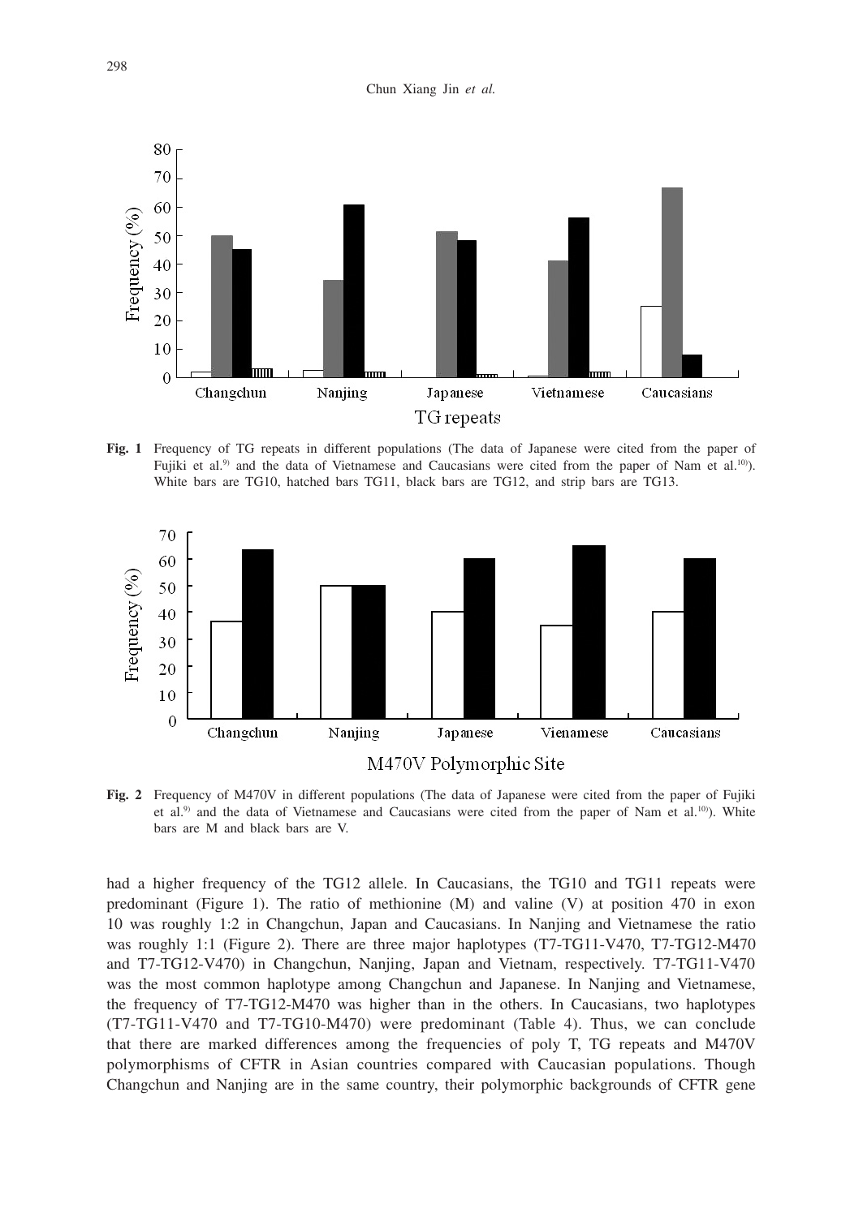**Fig. 1** Frequency of TG repeats in different populations (The data of Japanese were cited from the paper of Fujiki et al.[9]) and the data of Vietnamese and Caucasians were cited from the paper of Nam et al.[10])). White bars are TG10, hatched bars TG11, black bars are TG12, and strip bars are TG13.

**Fig. 2** Frequency of M470V in different populations (The data of Japanese were cited from the paper of Fujiki et al.[9]) and the data of Vietnamese and Caucasians were cited from the paper of Nam et al.[10])). White bars are M and black bars are V.

had a higher frequency of the TG12 allele. In Caucasians, the TG10 and TG11 repeats were predominant (Figure 1). The ratio of methionine (M) and valine (V) at position 470 in exon 10 was roughly 1:2 in Changchun, Japan and Caucasians. In Nanjing and Vietnamese the ratio was roughly 1:1 (Figure 2). There are three major haplotypes (T7-TG11-V470, T7-TG12-M470 and T7-TG12-V470) in Changchun, Nanjing, Japan and Vietnam, respectively. T7-TG11-V470 was the most common haplotype among Changchun and Japanese. In Nanjing and Vietnamese, the frequency of T7-TG12-M470 was higher than in the others. In Caucasians, two haplotypes (T7-TG11-V470 and T7-TG10-M470) were predominant (Table 4). Thus, we can conclude that there are marked differences among the frequencies of poly T, TG repeats and M470V polymorphisms of CFTR in Asian countries compared with Caucasian populations. Though Changchun and Nanjing are in the same country, their polymorphic backgrounds of CFTR gene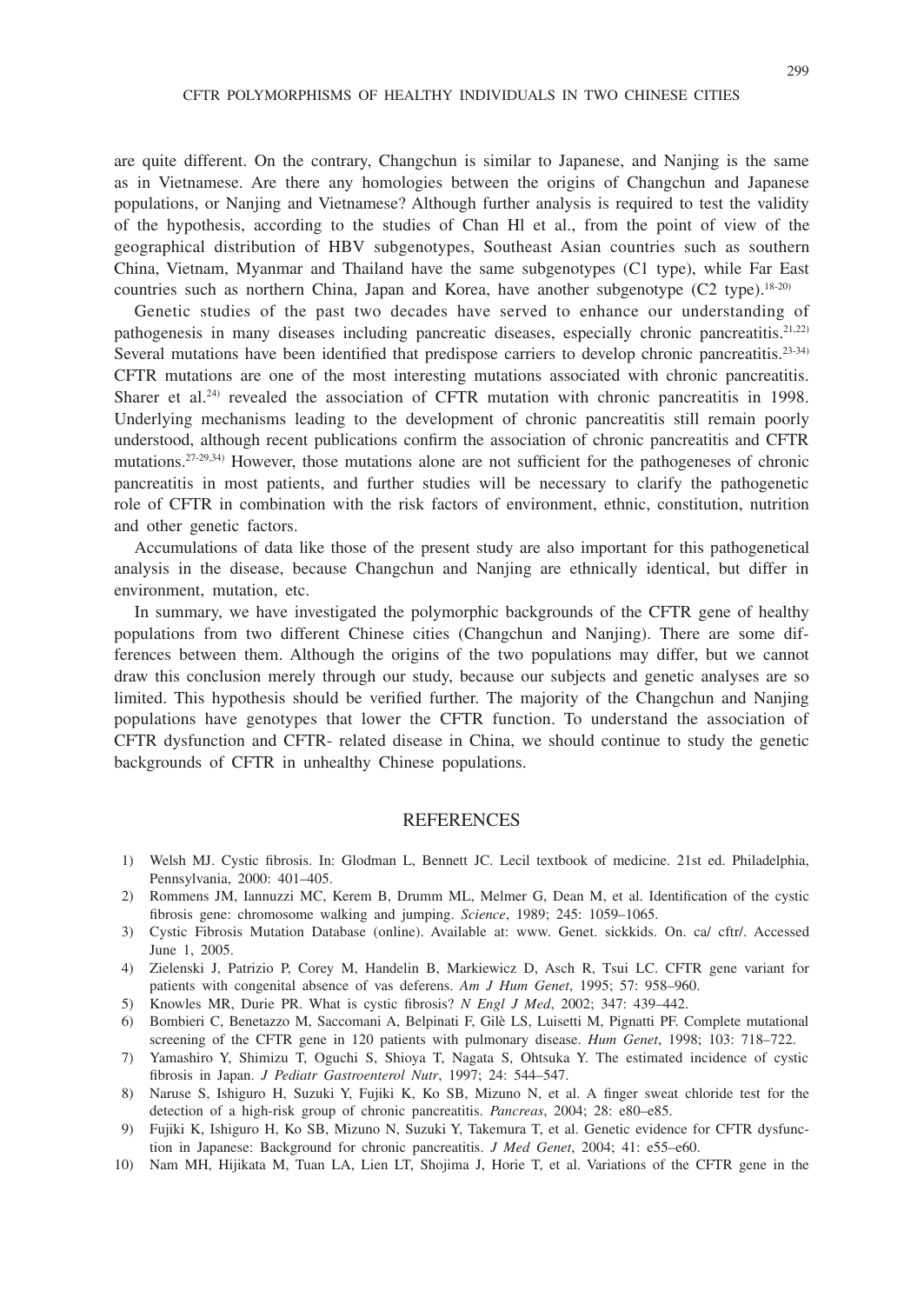are quite different. On the contrary, Changchun is similar to Japanese, and Nanjing is the same as in Vietnamese. Are there any homologies between the origins of Changchun and Japanese populations, or Nanjing and Vietnamese? Although further analysis is required to test the validity of the hypothesis, according to the studies of Chan Hl et al., from the point of view of the geographical distribution of HBV subgenotypes, Southeast Asian countries such as southern China, Vietnam, Myanmar and Thailand have the same subgenotypes (C1 type), while Far East countries such as northern China, Japan and Korea, have another subgenotype (C2 type).[18-20]

Genetic studies of the past two decades have served to enhance our understanding of pathogenesis in many diseases including pancreatic diseases, especially chronic pancreatitis.[21,22] Several mutations have been identified that predispose carriers to develop chronic pancreatitis.[23-34] CFTR mutations are one of the most interesting mutations associated with chronic pancreatitis. Sharer et al.[24] revealed the association of CFTR mutation with chronic pancreatitis in 1998. Underlying mechanisms leading to the development of chronic pancreatitis still remain poorly understood, although recent publications confirm the association of chronic pancreatitis and CFTR mutations.[27-29,34] However, those mutations alone are not sufficient for the pathogeneses of chronic pancreatitis in most patients, and further studies will be necessary to clarify the pathogenetic role of CFTR in combination with the risk factors of environment, ethnic, constitution, nutrition and other genetic factors.

Accumulations of data like those of the present study are also important for this pathogenetical analysis in the disease, because Changchun and Nanjing are ethnically identical, but differ in environment, mutation, etc.

In summary, we have investigated the polymorphic backgrounds of the CFTR gene of healthy populations from two different Chinese cities (Changchun and Nanjing). There are some differences between them. Although the origins of the two populations may differ, but we cannot draw this conclusion merely through our study, because our subjects and genetic analyses are so limited. This hypothesis should be verified further. The majority of the Changchun and Nanjing populations have genotypes that lower the CFTR function. To understand the association of CFTR dysfunction and CFTR- related disease in China, we should continue to study the genetic backgrounds of CFTR in unhealthy Chinese populations.

## REFERENCES

1) Welsh MJ. Cystic fibrosis. In: Glodman L, Bennett JC. Lecil textbook of medicine. 21st ed. Philadelphia, Pennsylvania, 2000: 401–405.
2) Rommens JM, Iannuzzi MC, Kerem B, Drumm ML, Melmer G, Dean M, et al. Identification of the cystic fibrosis gene: chromosome walking and jumping. *Science*, 1989; 245: 1059–1065.
3) Cystic Fibrosis Mutation Database (online). Available at: www. Genet. sickkids. On. ca/ cftr/. Accessed June 1, 2005.
4) Zielenski J, Patrizio P, Corey M, Handelin B, Markiewicz D, Asch R, Tsui LC. CFTR gene variant for patients with congenital absence of vas deferens. *Am J Hum Genet*, 1995; 57: 958–960.
5) Knowles MR, Durie PR. What is cystic fibrosis? *N Engl J Med*, 2002; 347: 439–442.
6) Bombieri C, Benetazzo M, Saccomani A, Belpinati F, Gilè LS, Luisetti M, Pignatti PF. Complete mutational screening of the CFTR gene in 120 patients with pulmonary disease. *Hum Genet*, 1998; 103: 718–722.
7) Yamashiro Y, Shimizu T, Oguchi S, Shioya T, Nagata S, Ohtsuka Y. The estimated incidence of cystic fibrosis in Japan. *J Pediatr Gastroenterol Nutr*, 1997; 24: 544–547.
8) Naruse S, Ishiguro H, Suzuki Y, Fujiki K, Ko SB, Mizuno N, et al. A finger sweat chloride test for the detection of a high-risk group of chronic pancreatitis. *Pancreas*, 2004; 28: e80–e85.
9) Fujiki K, Ishiguro H, Ko SB, Mizuno N, Suzuki Y, Takemura T, et al. Genetic evidence for CFTR dysfunction in Japanese: Background for chronic pancreatitis. *J Med Genet*, 2004; 41: e55–e60.
10) Nam MH, Hijikata M, Tuan LA, Lien LT, Shojima J, Horie T, et al. Variations of the CFTR gene in the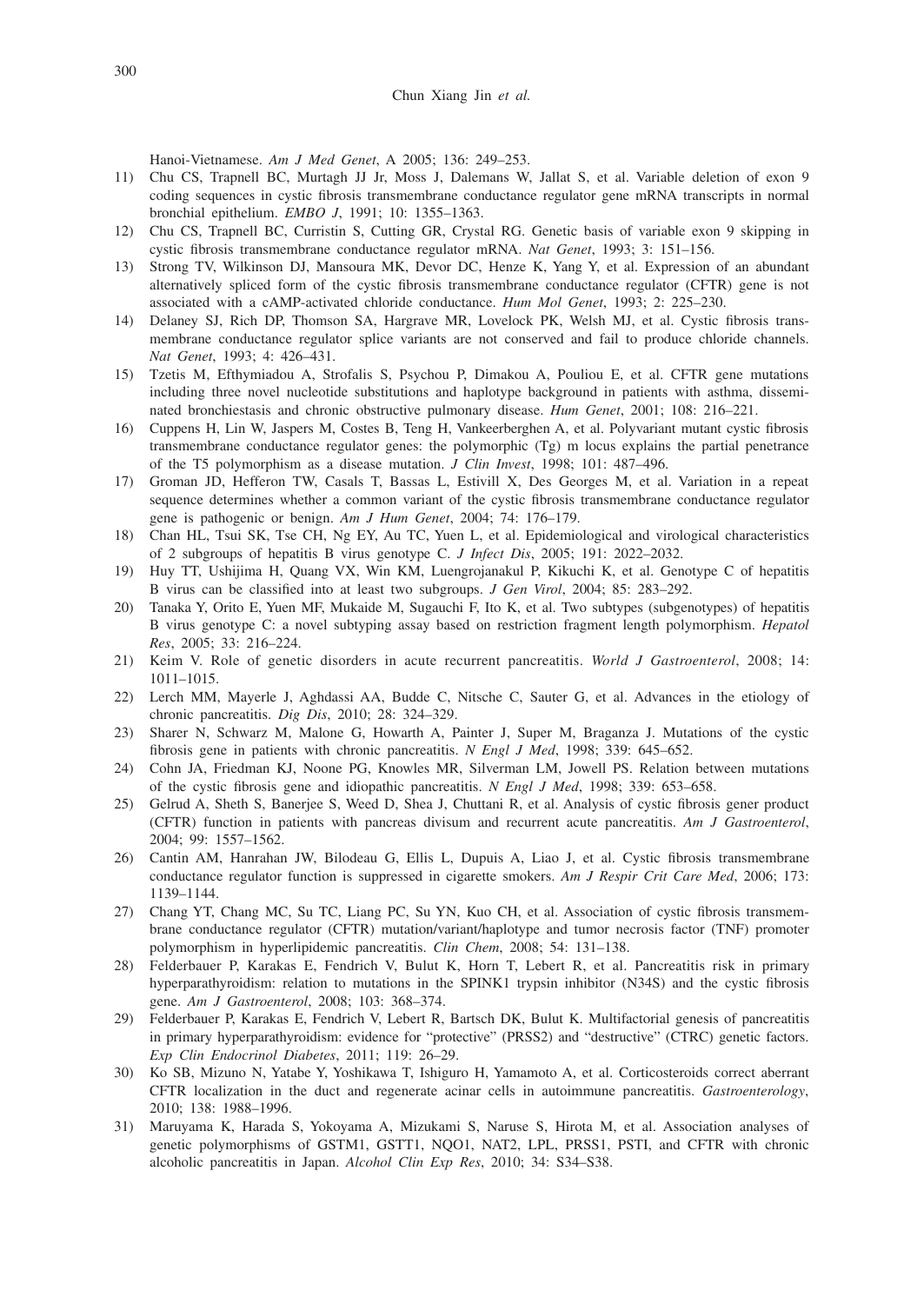Hanoi-Vietnamese. *Am J Med Genet*, A 2005; 136: 249–253.

11) Chu CS, Trapnell BC, Murtagh JJ Jr, Moss J, Dalemans W, Jallat S, et al. Variable deletion of exon 9 coding sequences in cystic fibrosis transmembrane conductance regulator gene mRNA transcripts in normal bronchial epithelium. *EMBO J*, 1991; 10: 1355–1363.
12) Chu CS, Trapnell BC, Curristin S, Cutting GR, Crystal RG. Genetic basis of variable exon 9 skipping in cystic fibrosis transmembrane conductance regulator mRNA. *Nat Genet*, 1993; 3: 151–156.
13) Strong TV, Wilkinson DJ, Mansoura MK, Devor DC, Henze K, Yang Y, et al. Expression of an abundant alternatively spliced form of the cystic fibrosis transmembrane conductance regulator (CFTR) gene is not associated with a cAMP-activated chloride conductance. *Hum Mol Genet*, 1993; 2: 225–230.
14) Delaney SJ, Rich DP, Thomson SA, Hargrave MR, Lovelock PK, Welsh MJ, et al. Cystic fibrosis transmembrane conductance regulator splice variants are not conserved and fail to produce chloride channels. *Nat Genet*, 1993; 4: 426–431.
15) Tzetis M, Efthymiadou A, Strofalis S, Psychou P, Dimakou A, Pouliou E, et al. CFTR gene mutations including three novel nucleotide substitutions and haplotype background in patients with asthma, disseminated bronchiestasis and chronic obstructive pulmonary disease. *Hum Genet*, 2001; 108: 216–221.
16) Cuppens H, Lin W, Jaspers M, Costes B, Teng H, Vankeerberghen A, et al. Polyvariant mutant cystic fibrosis transmembrane conductance regulator genes: the polymorphic (Tg) m locus explains the partial penetrance of the T5 polymorphism as a disease mutation. *J Clin Invest*, 1998; 101: 487–496.
17) Groman JD, Hefferon TW, Casals T, Bassas L, Estivill X, Des Georges M, et al. Variation in a repeat sequence determines whether a common variant of the cystic fibrosis transmembrane conductance regulator gene is pathogenic or benign. *Am J Hum Genet*, 2004; 74: 176–179.
18) Chan HL, Tsui SK, Tse CH, Ng EY, Au TC, Yuen L, et al. Epidemiological and virological characteristics of 2 subgroups of hepatitis B virus genotype C. *J Infect Dis*, 2005; 191: 2022–2032.
19) Huy TT, Ushijima H, Quang VX, Win KM, Luengrojanakul P, Kikuchi K, et al. Genotype C of hepatitis B virus can be classified into at least two subgroups. *J Gen Virol*, 2004; 85: 283–292.
20) Tanaka Y, Orito E, Yuen MF, Mukaide M, Sugauchi F, Ito K, et al. Two subtypes (subgenotypes) of hepatitis B virus genotype C: a novel subtyping assay based on restriction fragment length polymorphism. *Hepatol Res*, 2005; 33: 216–224.
21) Keim V. Role of genetic disorders in acute recurrent pancreatitis. *World J Gastroenterol*, 2008; 14: 1011–1015.
22) Lerch MM, Mayerle J, Aghdassi AA, Budde C, Nitsche C, Sauter G, et al. Advances in the etiology of chronic pancreatitis. *Dig Dis*, 2010; 28: 324–329.
23) Sharer N, Schwarz M, Malone G, Howarth A, Painter J, Super M, Braganza J. Mutations of the cystic fibrosis gene in patients with chronic pancreatitis. *N Engl J Med*, 1998; 339: 645–652.
24) Cohn JA, Friedman KJ, Noone PG, Knowles MR, Silverman LM, Jowell PS. Relation between mutations of the cystic fibrosis gene and idiopathic pancreatitis. *N Engl J Med*, 1998; 339: 653–658.
25) Gelrud A, Sheth S, Banerjee S, Weed D, Shea J, Chuttani R, et al. Analysis of cystic fibrosis gener product (CFTR) function in patients with pancreas divisum and recurrent acute pancreatitis. *Am J Gastroenterol*, 2004; 99: 1557–1562.
26) Cantin AM, Hanrahan JW, Bilodeau G, Ellis L, Dupuis A, Liao J, et al. Cystic fibrosis transmembrane conductance regulator function is suppressed in cigarette smokers. *Am J Respir Crit Care Med*, 2006; 173: 1139–1144.
27) Chang YT, Chang MC, Su TC, Liang PC, Su YN, Kuo CH, et al. Association of cystic fibrosis transmembrane conductance regulator (CFTR) mutation/variant/haplotype and tumor necrosis factor (TNF) promoter polymorphism in hyperlipidemic pancreatitis. *Clin Chem*, 2008; 54: 131–138.
28) Felderbauer P, Karakas E, Fendrich V, Bulut K, Horn T, Lebert R, et al. Pancreatitis risk in primary hyperparathyroidism: relation to mutations in the SPINK1 trypsin inhibitor (N34S) and the cystic fibrosis gene. *Am J Gastroenterol*, 2008; 103: 368–374.
29) Felderbauer P, Karakas E, Fendrich V, Lebert R, Bartsch DK, Bulut K. Multifactorial genesis of pancreatitis in primary hyperparathyroidism: evidence for "protective" (PRSS2) and "destructive" (CTRC) genetic factors. *Exp Clin Endocrinol Diabetes*, 2011; 119: 26–29.
30) Ko SB, Mizuno N, Yatabe Y, Yoshikawa T, Ishiguro H, Yamamoto A, et al. Corticosteroids correct aberrant CFTR localization in the duct and regenerate acinar cells in autoimmune pancreatitis. *Gastroenterology*, 2010; 138: 1988–1996.
31) Maruyama K, Harada S, Yokoyama A, Mizukami S, Naruse S, Hirota M, et al. Association analyses of genetic polymorphisms of GSTM1, GSTT1, NQO1, NAT2, LPL, PRSS1, PSTI, and CFTR with chronic alcoholic pancreatitis in Japan. *Alcohol Clin Exp Res*, 2010; 34: S34–S38.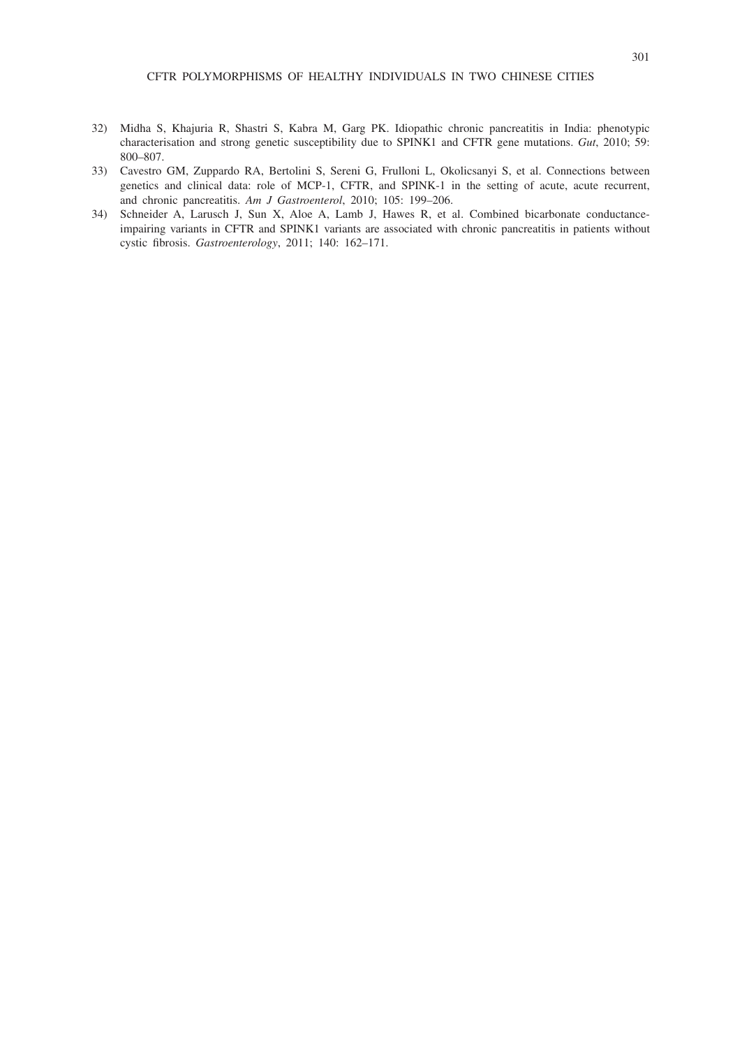32) Midha S, Khajuria R, Shastri S, Kabra M, Garg PK. Idiopathic chronic pancreatitis in India: phenotypic characterisation and strong genetic susceptibility due to SPINK1 and CFTR gene mutations. *Gut*, 2010; 59: 800–807.
33) Cavestro GM, Zuppardo RA, Bertolini S, Sereni G, Frulloni L, Okolicsanyi S, et al. Connections between genetics and clinical data: role of MCP-1, CFTR, and SPINK-1 in the setting of acute, acute recurrent, and chronic pancreatitis. *Am J Gastroenterol*, 2010; 105: 199–206.
34) Schneider A, Larusch J, Sun X, Aloe A, Lamb J, Hawes R, et al. Combined bicarbonate conductance-impairing variants in CFTR and SPINK1 variants are associated with chronic pancreatitis in patients without cystic fibrosis. *Gastroenterology*, 2011; 140: 162–171.